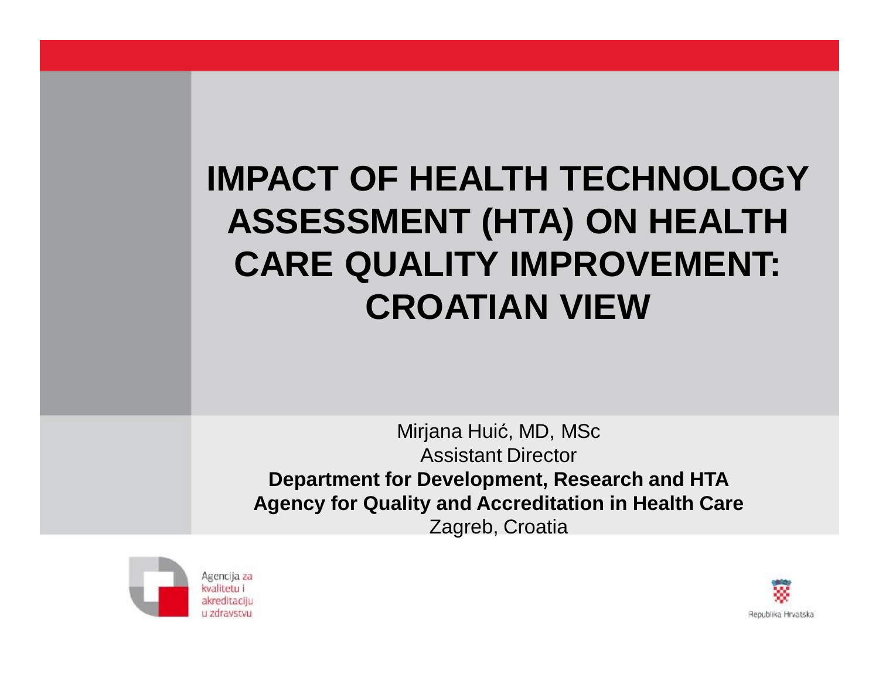# IMPACT OF HEALTH TECHNOLOGY ASSESSMENT (HTA) ON HEALTH CARE QUALITY IMPROVEMENT: CROATIAN VIEW

Mirjana Huić, MD, MSc

Assistant Director

**Department for Development, Research and HTA**

**Agency for Quality and Accreditation in Health Care**

Zagreb, Croatia

Agencija za kvalitetu i akreditaciju u zdravstvu

Republika Hrvatska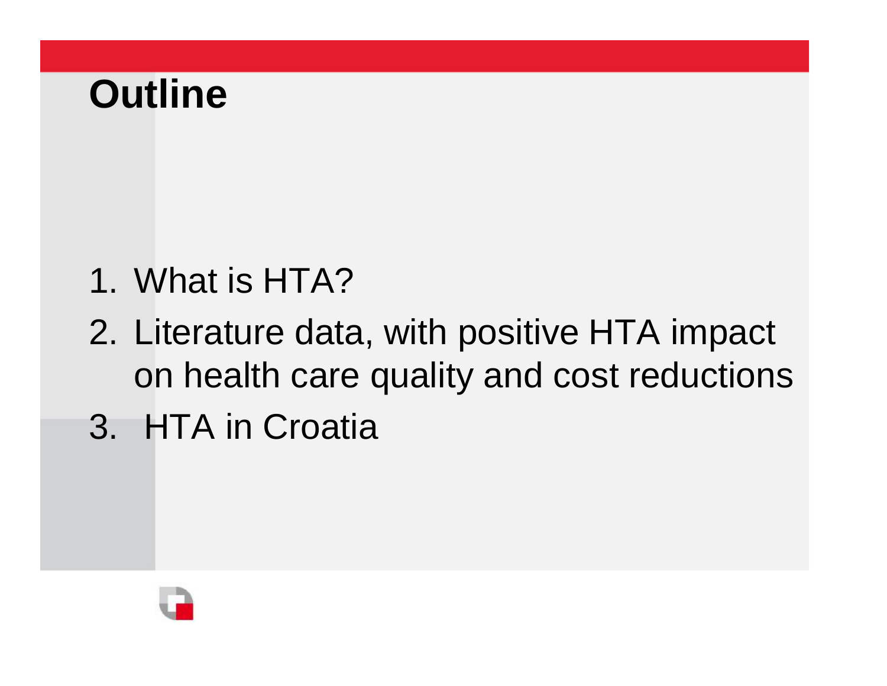# Outline

1. What is HTA?
2. Literature data, with positive HTA impact on health care quality and cost reductions
3. HTA in Croatia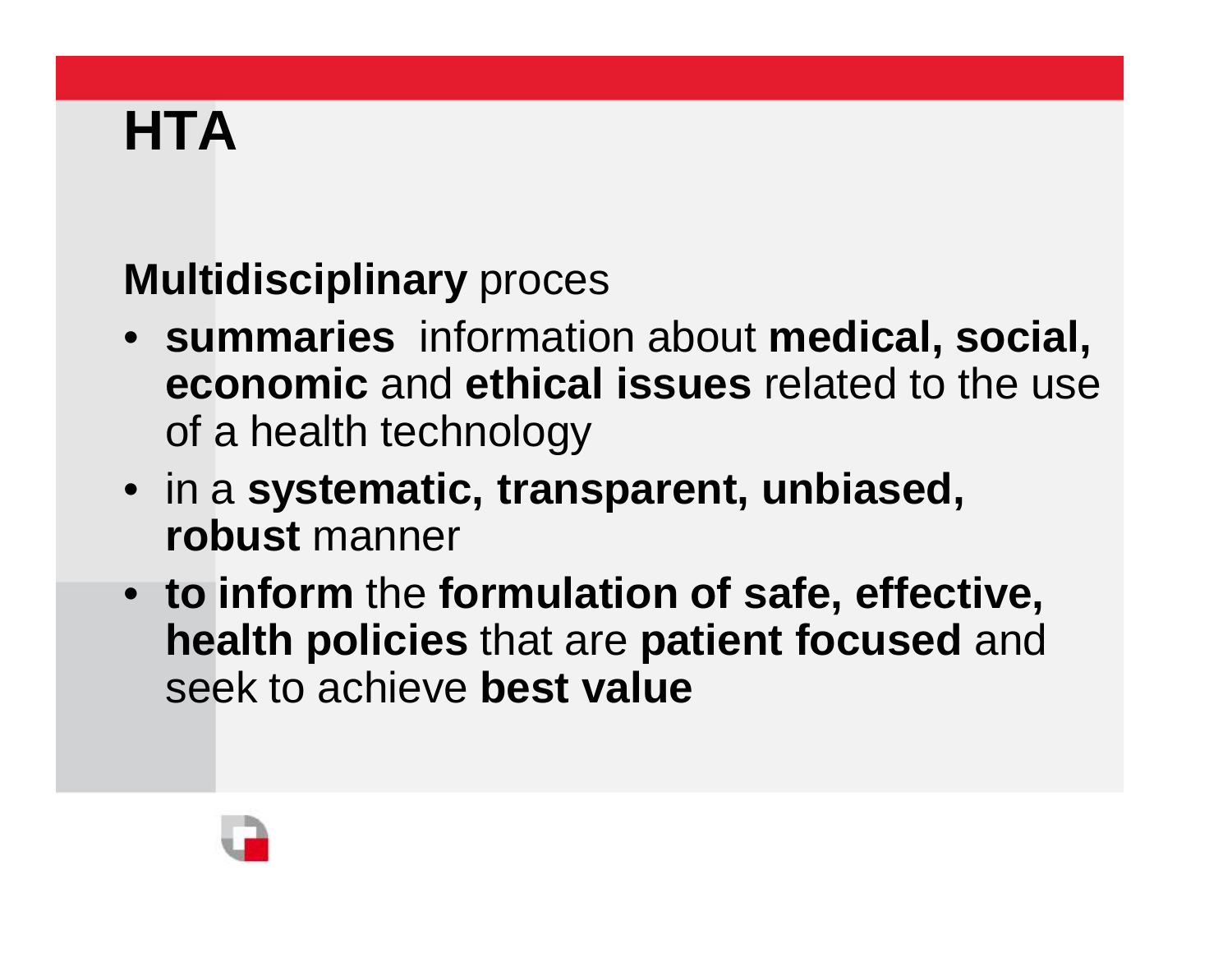# HTA

**Multidisciplinary** proces

- **summaries** information about **medical, social, economic** and **ethical issues** related to the use of a health technology
- in a **systematic, transparent, unbiased, robust** manner
- **to inform** the **formulation of safe, effective, health policies** that are **patient focused** and seek to achieve **best value**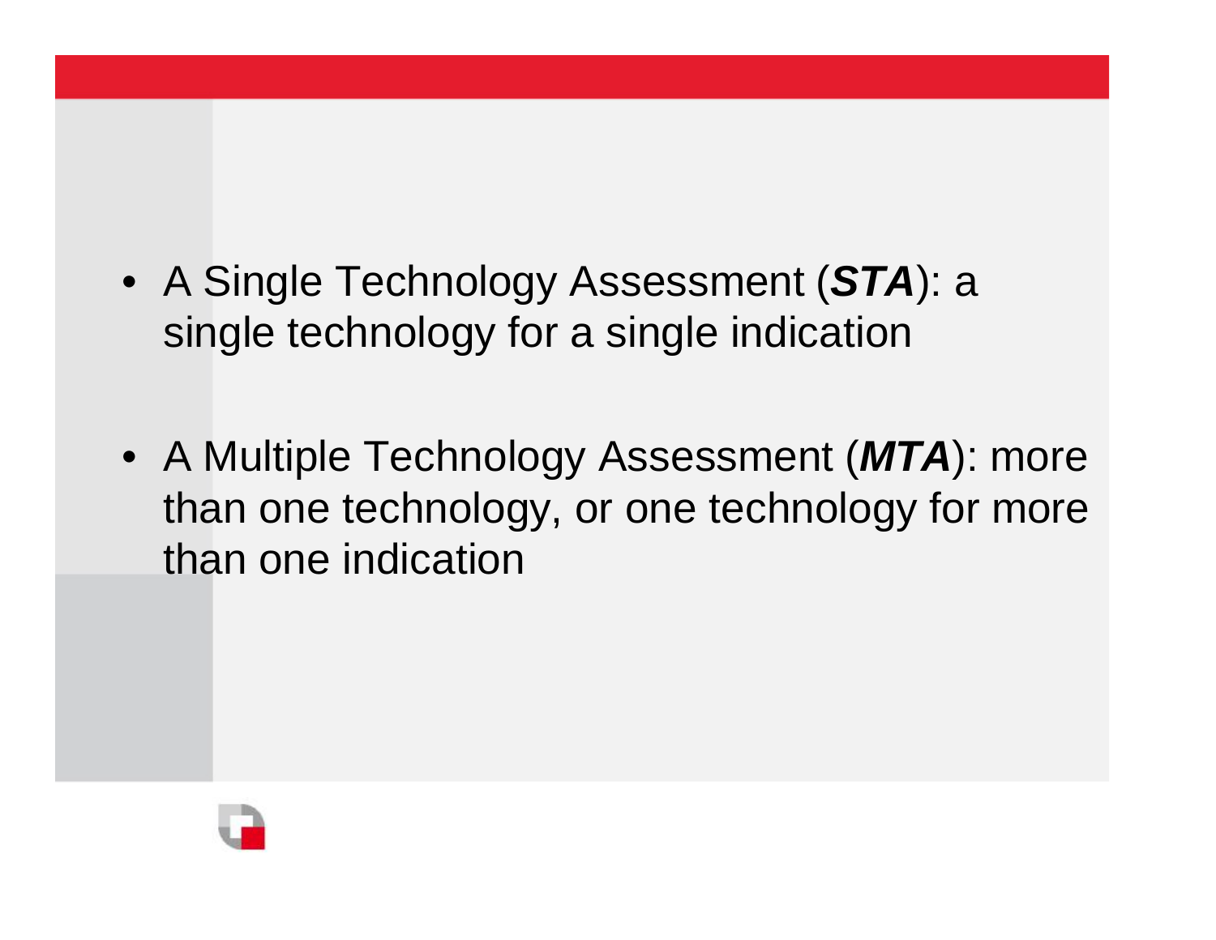- A Single Technology Assessment (***STA***): a single technology for a single indication

- A Multiple Technology Assessment (***MTA***): more than one technology, or one technology for more than one indication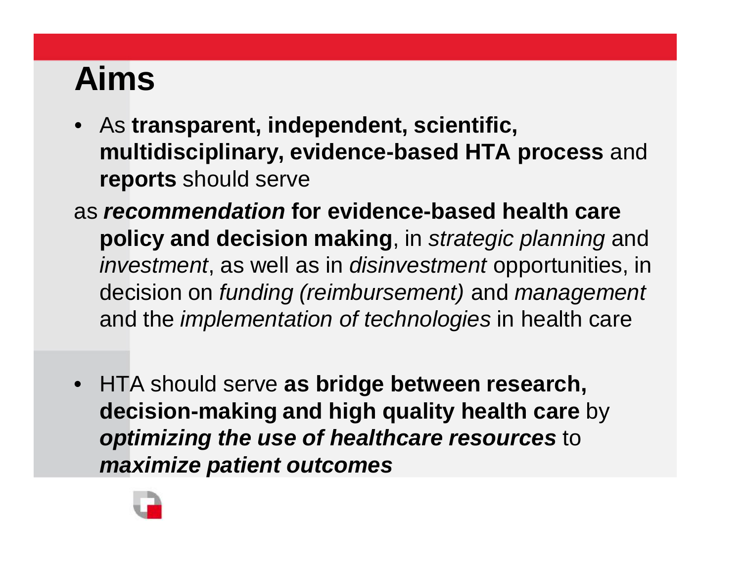# Aims

- As **transparent, independent, scientific, multidisciplinary, evidence-based HTA process** and **reports** should serve

as ***recommendation*** **for evidence-based health care policy and decision making**, in *strategic planning* and *investment*, as well as in *disinvestment* opportunities, in decision on *funding (reimbursement)* and *management* and the *implementation of technologies* in health care

- HTA should serve **as bridge between research, decision-making and high quality health care** by ***optimizing the use of healthcare resources*** to ***maximize patient outcomes***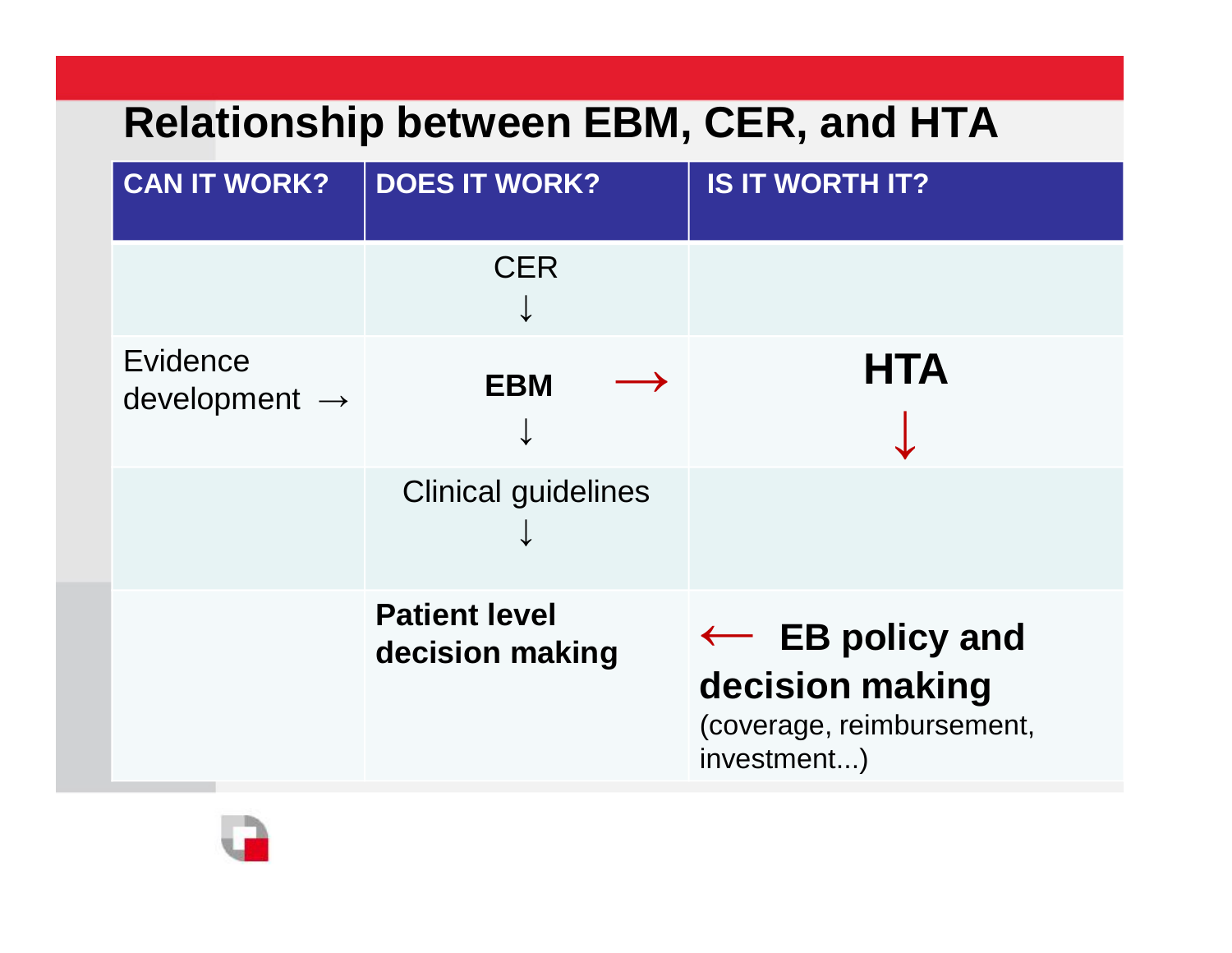# Relationship between EBM, CER, and HTA

| CAN IT WORK? | DOES IT WORK? | IS IT WORTH IT? |
|---|---|---|
| | CER ↓ | |
| Evidence development → | **EBM** → | **HTA** ↓ |
| | Clinical guidelines ↓ | |
| | **Patient level decision making** | ← **EB policy and decision making** (coverage, reimbursement, investment...) |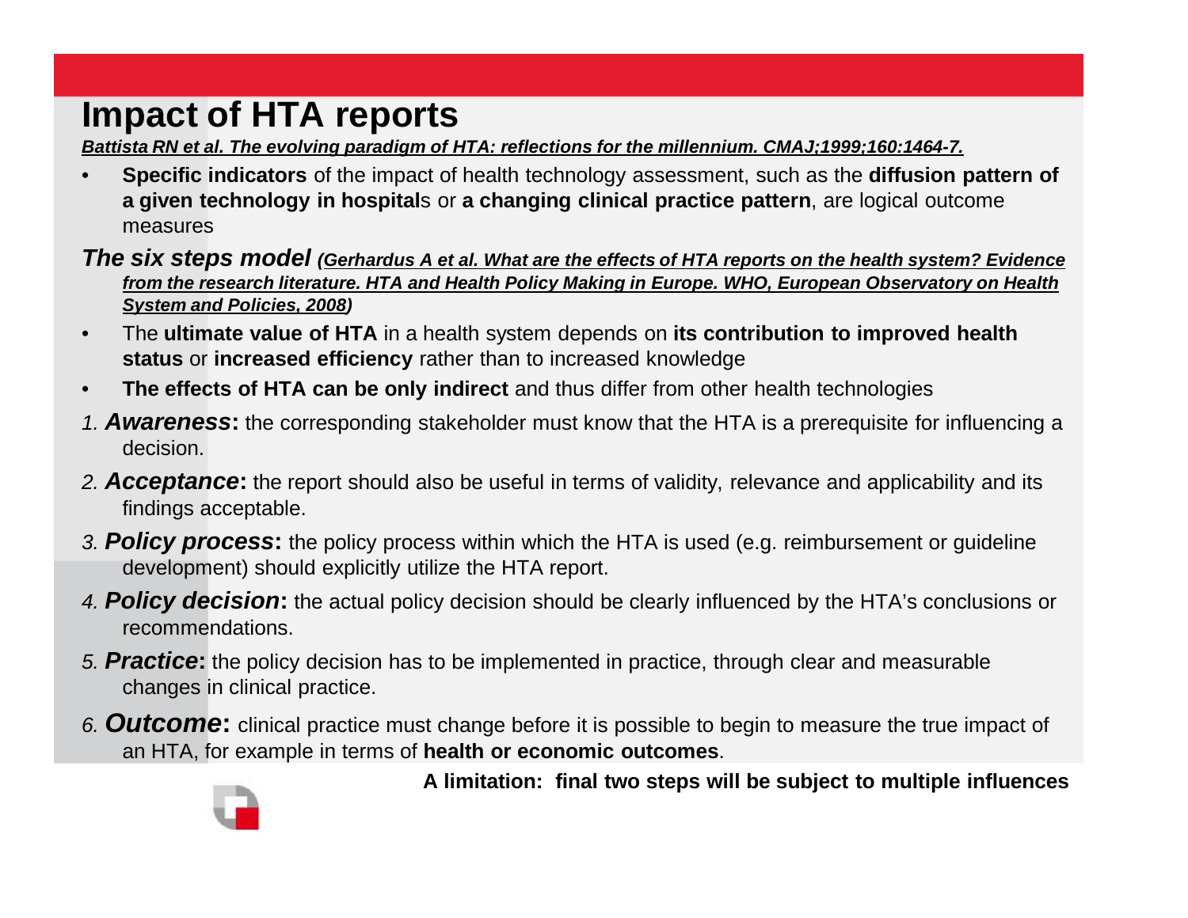# Impact of HTA reports

*Battista RN et al. The evolving paradigm of HTA: reflections for the millennium. CMAJ;1999;160:1464-7.*

- **Specific indicators** of the impact of health technology assessment, such as the **diffusion pattern of a given technology in hospital**s or **a changing clinical practice pattern**, are logical outcome measures

***The six steps model*** ***(Gerhardus A et al. What are the effects of HTA reports on the health system? Evidence from the research literature. HTA and Health Policy Making in Europe. WHO, European Observatory on Health System and Policies, 2008)***

- The **ultimate value of HTA** in a health system depends on **its contribution to improved health status** or **increased efficiency** rather than to increased knowledge
- **The effects of HTA can be only indirect** and thus differ from other health technologies

1. ***Awareness*****:** the corresponding stakeholder must know that the HTA is a prerequisite for influencing a decision.
2. ***Acceptance*****:** the report should also be useful in terms of validity, relevance and applicability and its findings acceptable.
3. ***Policy process*****:** the policy process within which the HTA is used (e.g. reimbursement or guideline development) should explicitly utilize the HTA report.
4. ***Policy decision*****:** the actual policy decision should be clearly influenced by the HTA's conclusions or recommendations.
5. ***Practice*****:** the policy decision has to be implemented in practice, through clear and measurable changes in clinical practice.
6. ***Outcome*****:** clinical practice must change before it is possible to begin to measure the true impact of an HTA, for example in terms of **health or economic outcomes**.

**A limitation: final two steps will be subject to multiple influences**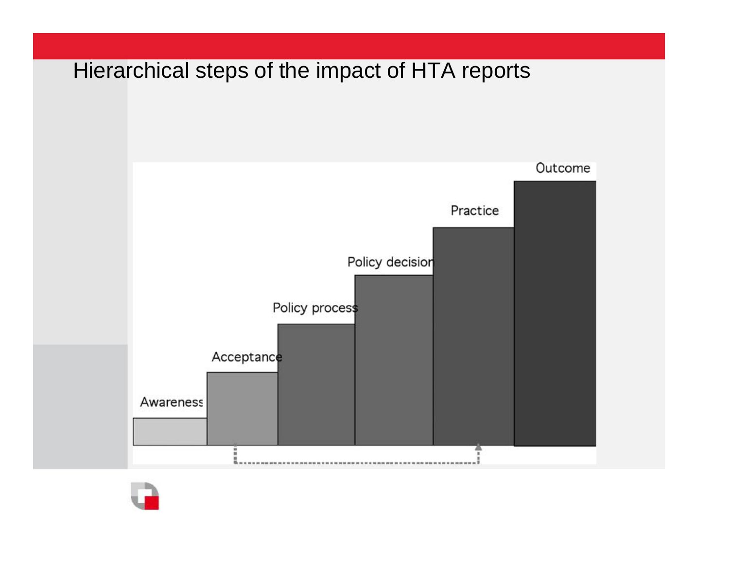# Hierarchical steps of the impact of HTA reports

Awareness

Acceptance

Policy process

Policy decision

Practice

Outcome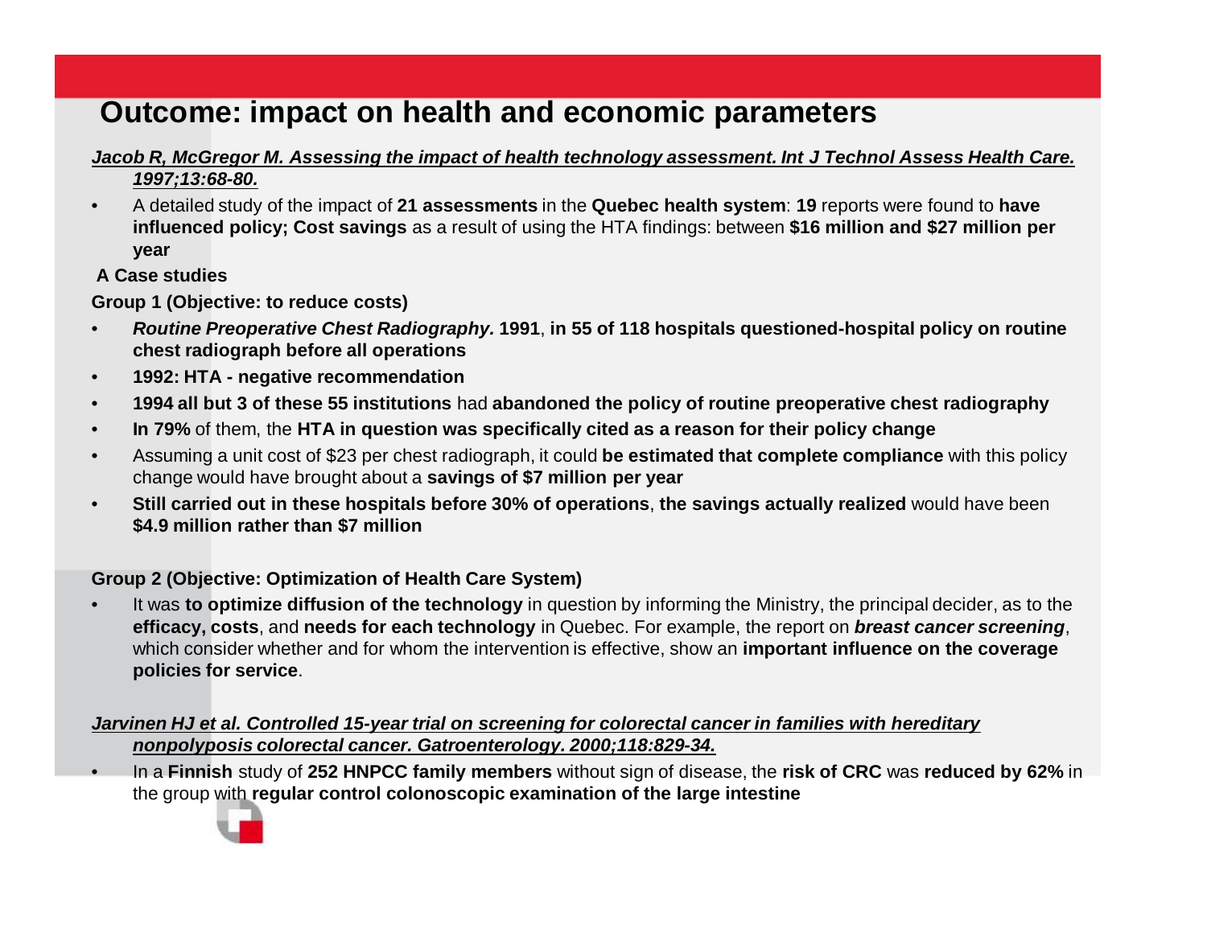# Outcome: impact on health and economic parameters

***Jacob R, McGregor M. Assessing the impact of health technology assessment. Int J Technol Assess Health Care. 1997;13:68-80.***

- A detailed study of the impact of **21 assessments** in the **Quebec health system**: **19** reports were found to **have influenced policy; Cost savings** as a result of using the HTA findings: between **$16 million and $27 million per year**

**A Case studies**

**Group 1 (Objective: to reduce costs)**

- ***Routine Preoperative Chest Radiography.*** **1991**, **in 55 of 118 hospitals questioned-hospital policy on routine chest radiograph before all operations**
- **1992: HTA - negative recommendation**
- **1994 all but 3 of these 55 institutions** had **abandoned the policy of routine preoperative chest radiography**
- **In 79%** of them, the **HTA in question was specifically cited as a reason for their policy change**
- Assuming a unit cost of $23 per chest radiograph, it could **be estimated that complete compliance** with this policy change would have brought about a **savings of $7 million per year**
- **Still carried out in these hospitals before 30% of operations**, **the savings actually realized** would have been **$4.9 million rather than $7 million**

**Group 2 (Objective: Optimization of Health Care System)**

- It was **to optimize diffusion of the technology** in question by informing the Ministry, the principal decider, as to the **efficacy, costs**, and **needs for each technology** in Quebec. For example, the report on ***breast cancer screening***, which consider whether and for whom the intervention is effective, show an **important influence on the coverage policies for service**.

***Jarvinen HJ et al. Controlled 15-year trial on screening for colorectal cancer in families with hereditary nonpolyposis colorectal cancer. Gatroenterology. 2000;118:829-34.***

- In a **Finnish** study of **252 HNPCC family members** without sign of disease, the **risk of CRC** was **reduced by 62%** in the group with **regular control colonoscopic examination of the large intestine**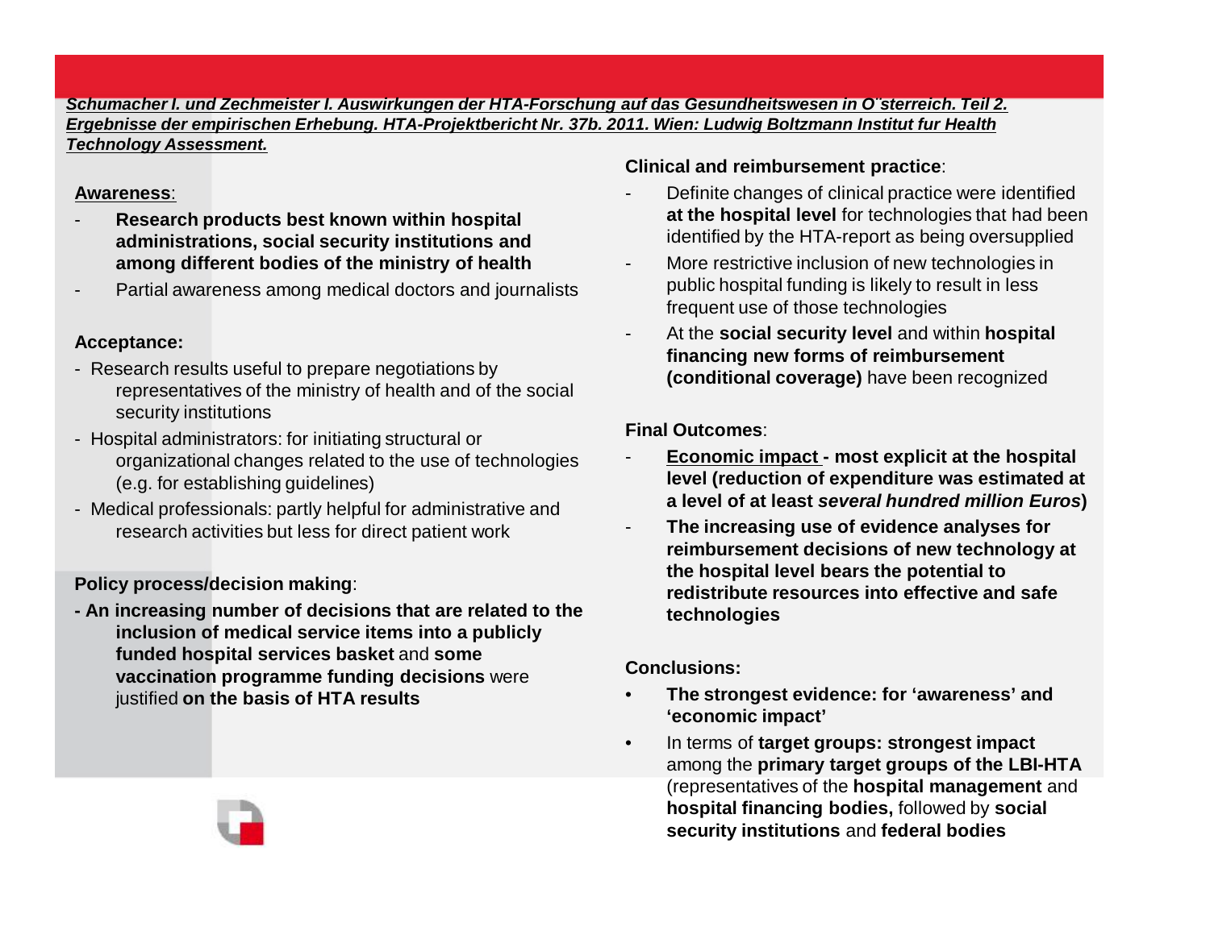***Schumacher I. und Zechmeister I. Auswirkungen der HTA-Forschung auf das Gesundheitswesen in O¨sterreich. Teil 2. Ergebnisse der empirischen Erhebung. HTA-Projektbericht Nr. 37b. 2011. Wien: Ludwig Boltzmann Institut fur Health Technology Assessment.***

**Awareness**:

- **Research products best known within hospital administrations, social security institutions and among different bodies of the ministry of health**
- Partial awareness among medical doctors and journalists

**Acceptance:**

- Research results useful to prepare negotiations by representatives of the ministry of health and of the social security institutions
- Hospital administrators: for initiating structural or organizational changes related to the use of technologies (e.g. for establishing guidelines)
- Medical professionals: partly helpful for administrative and research activities but less for direct patient work

**Policy process/decision making**:

- **An increasing number of decisions that are related to the inclusion of medical service items into a publicly funded hospital services basket** and **some vaccination programme funding decisions** were justified **on the basis of HTA results**

**Clinical and reimbursement practice**:

- Definite changes of clinical practice were identified **at the hospital level** for technologies that had been identified by the HTA-report as being oversupplied
- More restrictive inclusion of new technologies in public hospital funding is likely to result in less frequent use of those technologies
- At the **social security level** and within **hospital financing new forms of reimbursement (conditional coverage)** have been recognized

**Final Outcomes**:

- **Economic impact - most explicit at the hospital level (reduction of expenditure was estimated at a level of at least *several hundred million Euros*)**
- **The increasing use of evidence analyses for reimbursement decisions of new technology at the hospital level bears the potential to redistribute resources into effective and safe technologies**

**Conclusions:**

- **The strongest evidence: for 'awareness' and 'economic impact'**
- In terms of **target groups: strongest impact** among the **primary target groups of the LBI-HTA** (representatives of the **hospital management** and **hospital financing bodies,** followed by **social security institutions** and **federal bodies**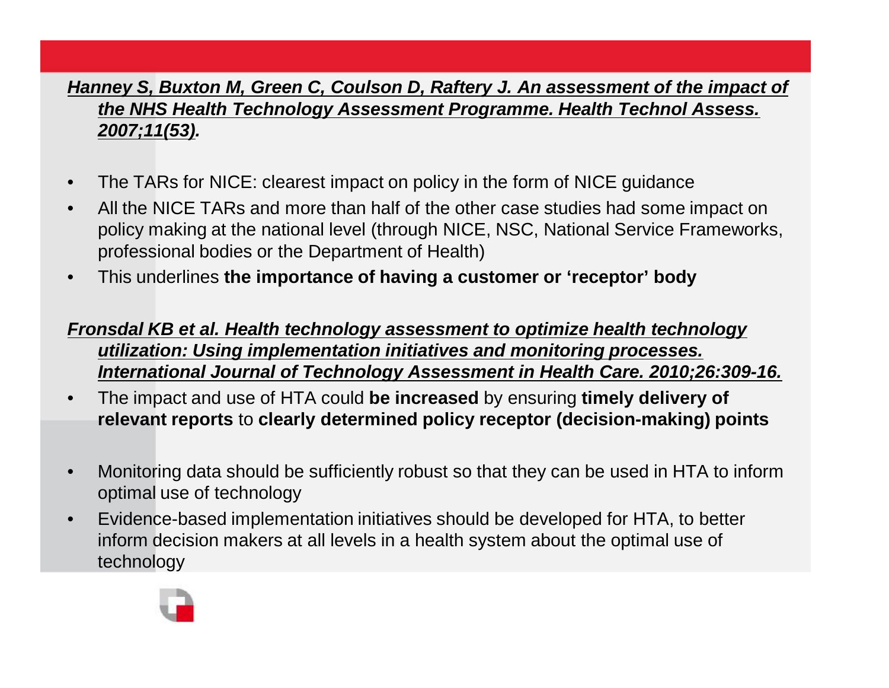***Hanney S, Buxton M, Green C, Coulson D, Raftery J. An assessment of the impact of the NHS Health Technology Assessment Programme. Health Technol Assess. 2007;11(53).***

- The TARs for NICE: clearest impact on policy in the form of NICE guidance
- All the NICE TARs and more than half of the other case studies had some impact on policy making at the national level (through NICE, NSC, National Service Frameworks, professional bodies or the Department of Health)
- This underlines **the importance of having a customer or 'receptor' body**

***Fronsdal KB et al. Health technology assessment to optimize health technology utilization: Using implementation initiatives and monitoring processes. International Journal of Technology Assessment in Health Care. 2010;26:309-16.***

- The impact and use of HTA could **be increased** by ensuring **timely delivery of relevant reports** to **clearly determined policy receptor (decision-making) points**
- Monitoring data should be sufficiently robust so that they can be used in HTA to inform optimal use of technology
- Evidence-based implementation initiatives should be developed for HTA, to better inform decision makers at all levels in a health system about the optimal use of technology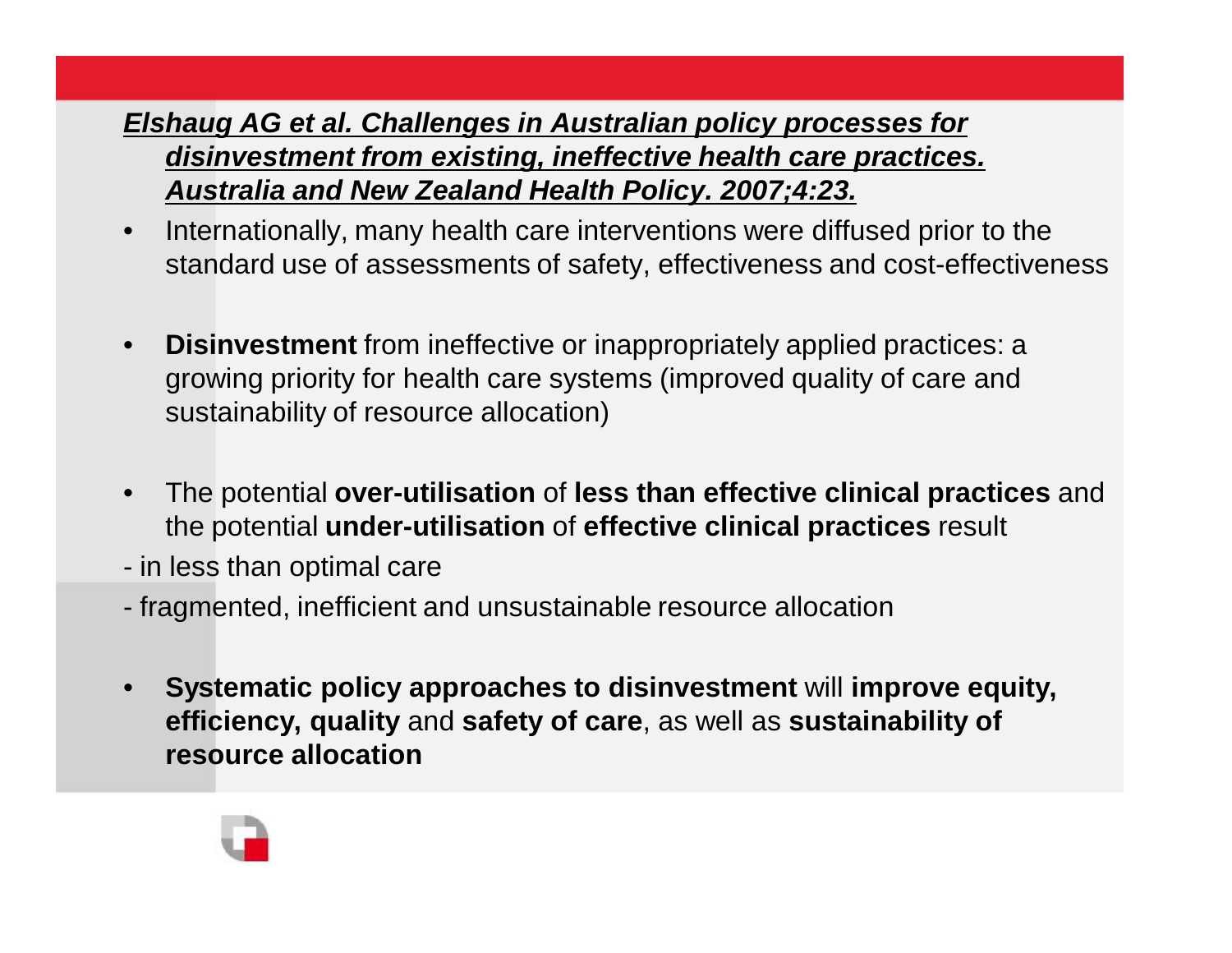***<u>Elshaug AG et al. Challenges in Australian policy processes for disinvestment from existing, ineffective health care practices. Australia and New Zealand Health Policy. 2007;4:23.</u>***

- Internationally, many health care interventions were diffused prior to the standard use of assessments of safety, effectiveness and cost-effectiveness

- **Disinvestment** from ineffective or inappropriately applied practices: a growing priority for health care systems (improved quality of care and sustainability of resource allocation)

- The potential **over-utilisation** of **less than effective clinical practices** and the potential **under-utilisation** of **effective clinical practices** result

- in less than optimal care
- fragmented, inefficient and unsustainable resource allocation

- **Systematic policy approaches to disinvestment** will **improve equity, efficiency, quality** and **safety of care**, as well as **sustainability of resource allocation**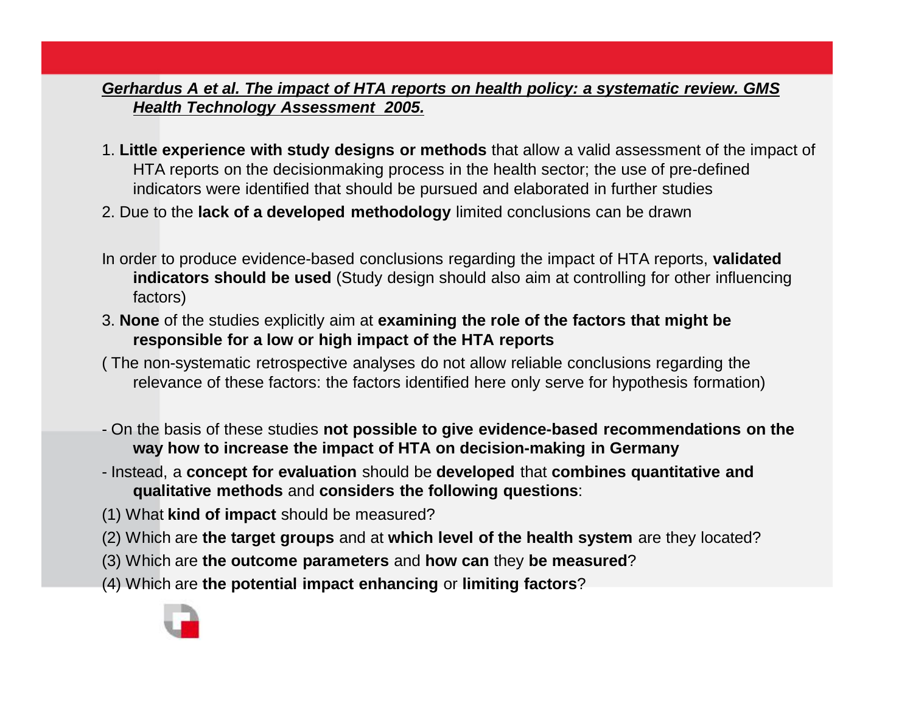***Gerhardus A et al. The impact of HTA reports on health policy: a systematic review. GMS Health Technology Assessment 2005.***

1. **Little experience with study designs or methods** that allow a valid assessment of the impact of HTA reports on the decisionmaking process in the health sector; the use of pre-defined indicators were identified that should be pursued and elaborated in further studies
2. Due to the **lack of a developed methodology** limited conclusions can be drawn

In order to produce evidence-based conclusions regarding the impact of HTA reports, **validated indicators should be used** (Study design should also aim at controlling for other influencing factors)

3. **None** of the studies explicitly aim at **examining the role of the factors that might be responsible for a low or high impact of the HTA reports**

( The non-systematic retrospective analyses do not allow reliable conclusions regarding the relevance of these factors: the factors identified here only serve for hypothesis formation)

- On the basis of these studies **not possible to give evidence-based recommendations on the way how to increase the impact of HTA on decision-making in Germany**
- Instead, a **concept for evaluation** should be **developed** that **combines quantitative and qualitative methods** and **considers the following questions**:

(1) What **kind of impact** should be measured?

(2) Which are **the target groups** and at **which level of the health system** are they located?

(3) Which are **the outcome parameters** and **how can** they **be measured**?

(4) Which are **the potential impact enhancing** or **limiting factors**?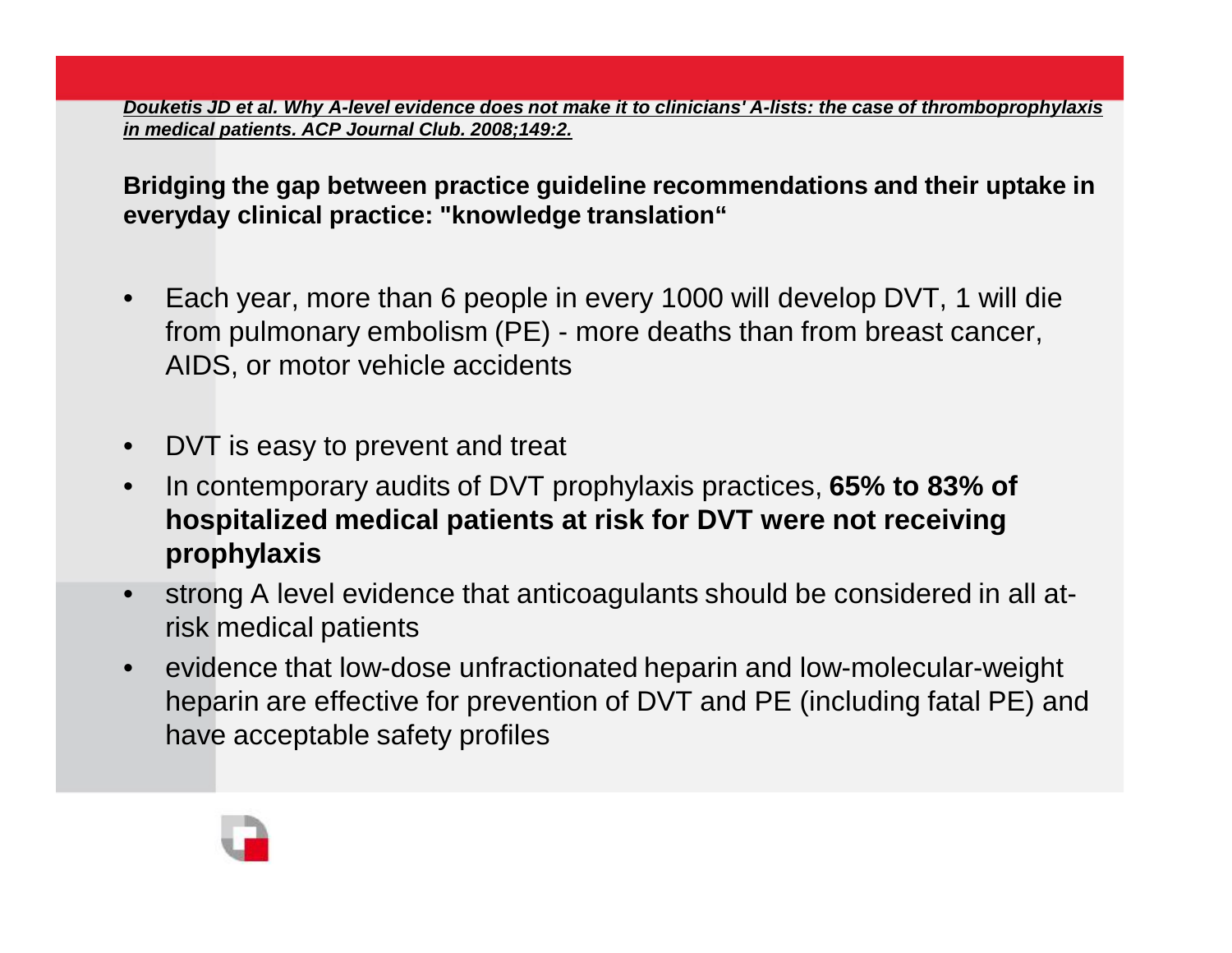***Douketis JD et al. Why A-level evidence does not make it to clinicians' A-lists: the case of thromboprophylaxis in medical patients. ACP Journal Club. 2008;149:2.***

**Bridging the gap between practice guideline recommendations and their uptake in everyday clinical practice: "knowledge translation“**

- Each year, more than 6 people in every 1000 will develop DVT, 1 will die from pulmonary embolism (PE) - more deaths than from breast cancer, AIDS, or motor vehicle accidents
- DVT is easy to prevent and treat
- In contemporary audits of DVT prophylaxis practices, **65% to 83% of hospitalized medical patients at risk for DVT were not receiving prophylaxis**
- strong A level evidence that anticoagulants should be considered in all at-risk medical patients
- evidence that low-dose unfractionated heparin and low-molecular-weight heparin are effective for prevention of DVT and PE (including fatal PE) and have acceptable safety profiles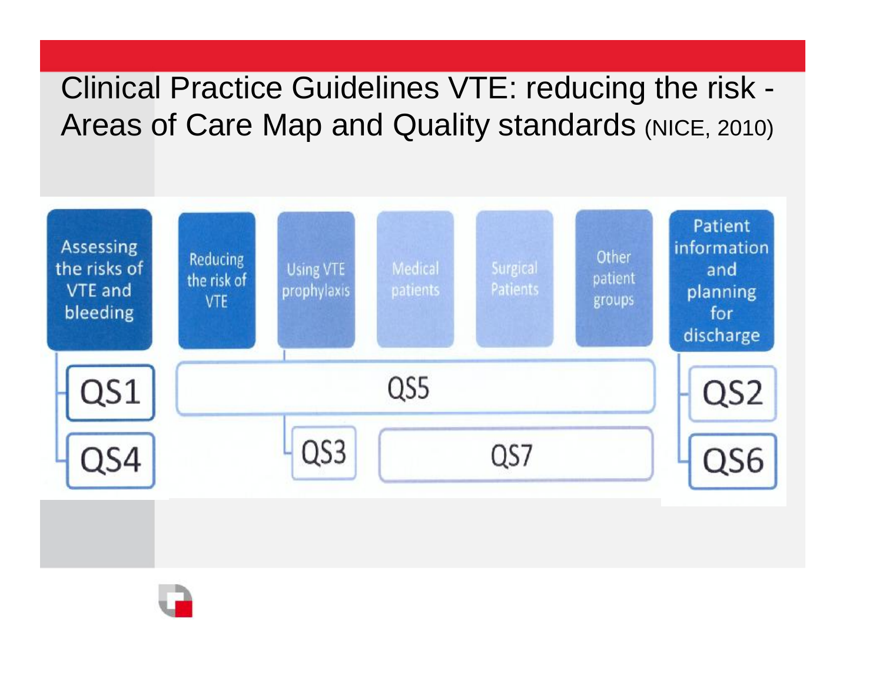# Clinical Practice Guidelines VTE: reducing the risk - Areas of Care Map and Quality standards (NICE, 2010)

| Assessing the risks of VTE and bleeding | Reducing the risk of VTE | Using VTE prophylaxis | Medical patients | Surgical Patients | Other patient groups | Patient information and planning for discharge |
|---|---|---|---|---|---|---|
| QS1 | QS5 | | | | | QS2 |
| QS4 | | QS3 | QS7 | | | QS6 |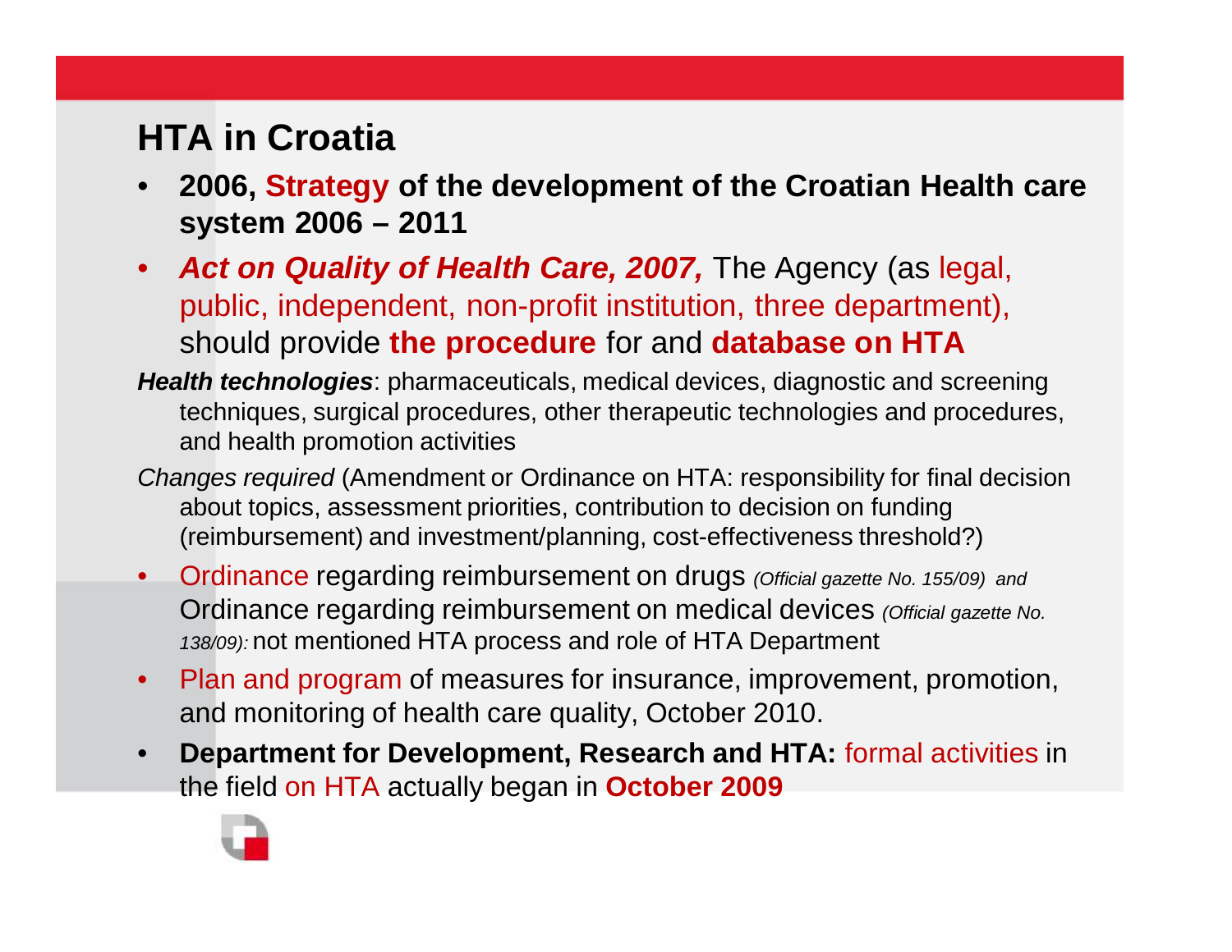# HTA in Croatia

- **2006, Strategy of the development of the Croatian Health care system 2006 – 2011**
- ***Act on Quality of Health Care, 2007,*** The Agency (as legal, public, independent, non-profit institution, three department), should provide **the procedure** for and **database on HTA**

***Health technologies***: pharmaceuticals, medical devices, diagnostic and screening techniques, surgical procedures, other therapeutic technologies and procedures, and health promotion activities

*Changes required* (Amendment or Ordinance on HTA: responsibility for final decision about topics, assessment priorities, contribution to decision on funding (reimbursement) and investment/planning, cost-effectiveness threshold?)

- Ordinance regarding reimbursement on drugs *(Official gazette No. 155/09) and* Ordinance regarding reimbursement on medical devices *(Official gazette No. 138/09):* not mentioned HTA process and role of HTA Department
- Plan and program of measures for insurance, improvement, promotion, and monitoring of health care quality, October 2010.
- **Department for Development, Research and HTA:** formal activities in the field on HTA actually began in **October 2009**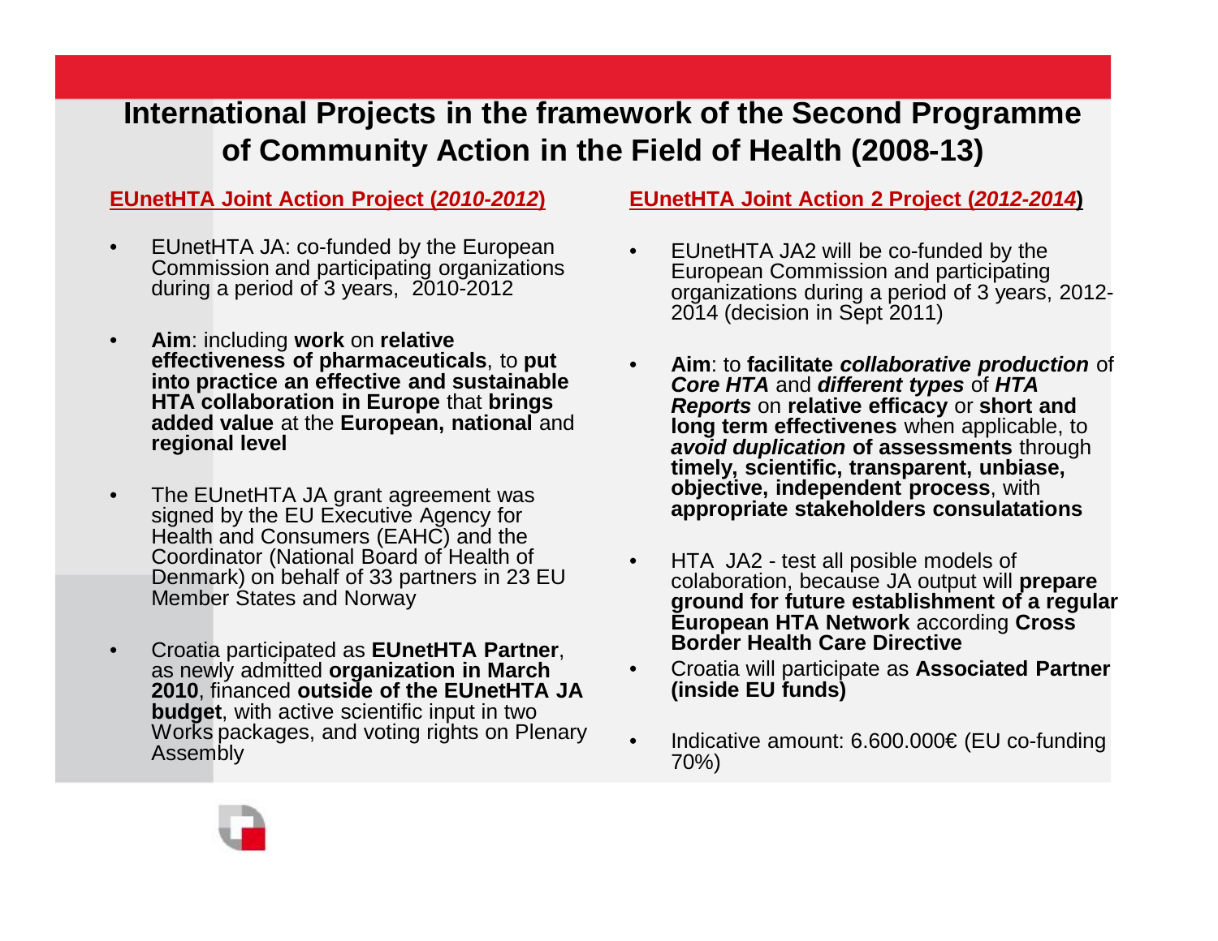# International Projects in the framework of the Second Programme of Community Action in the Field of Health (2008-13)

## EUnetHTA Joint Action Project (*2010-2012*)

- EUnetHTA JA: co-funded by the European Commission and participating organizations during a period of 3 years, 2010-2012
- **Aim**: including **work** on **relative effectiveness of pharmaceuticals**, to **put into practice an effective and sustainable HTA collaboration in Europe** that **brings added value** at the **European, national** and **regional level**
- The EUnetHTA JA grant agreement was signed by the EU Executive Agency for Health and Consumers (EAHC) and the Coordinator (National Board of Health of Denmark) on behalf of 33 partners in 23 EU Member States and Norway
- Croatia participated as **EUnetHTA Partner**, as newly admitted **organization in March 2010**, financed **outside of the EUnetHTA JA budget**, with active scientific input in two Works packages, and voting rights on Plenary Assembly

## EUnetHTA Joint Action 2 Project (*2012-2014*)

- EUnetHTA JA2 will be co-funded by the European Commission and participating organizations during a period of 3 years, 2012-2014 (decision in Sept 2011)
- **Aim**: to **facilitate *collaborative production*** of ***Core HTA*** and ***different types*** of ***HTA Reports*** on **relative efficacy** or **short and long term effectivenes** when applicable, to ***avoid duplication* of assessments** through **timely, scientific, transparent, unbiase, objective, independent process**, with **appropriate stakeholders consulatations**
- HTA JA2 - test all posible models of colaboration, because JA output will **prepare ground for future establishment of a regular European HTA Network** according **Cross Border Health Care Directive**
- Croatia will participate as **Associated Partner (inside EU funds)**
- Indicative amount: 6.600.000€ (EU co-funding 70%)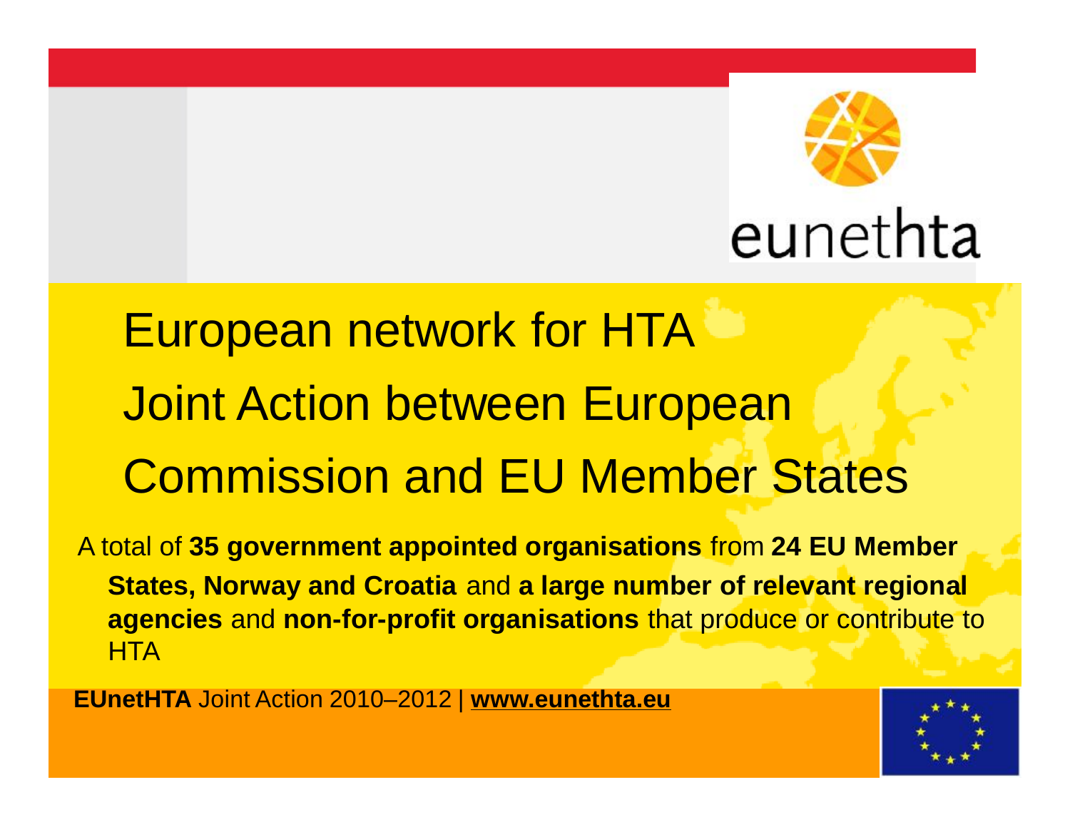eunethta

# European network for HTA Joint Action between European Commission and EU Member States

A total of **35 government appointed organisations** from **24 EU Member States, Norway and Croatia** and **a large number of relevant regional agencies** and **non-for-profit organisations** that produce or contribute to HTA

**EUnetHTA** Joint Action 2010–2012 | **www.eunethta.eu**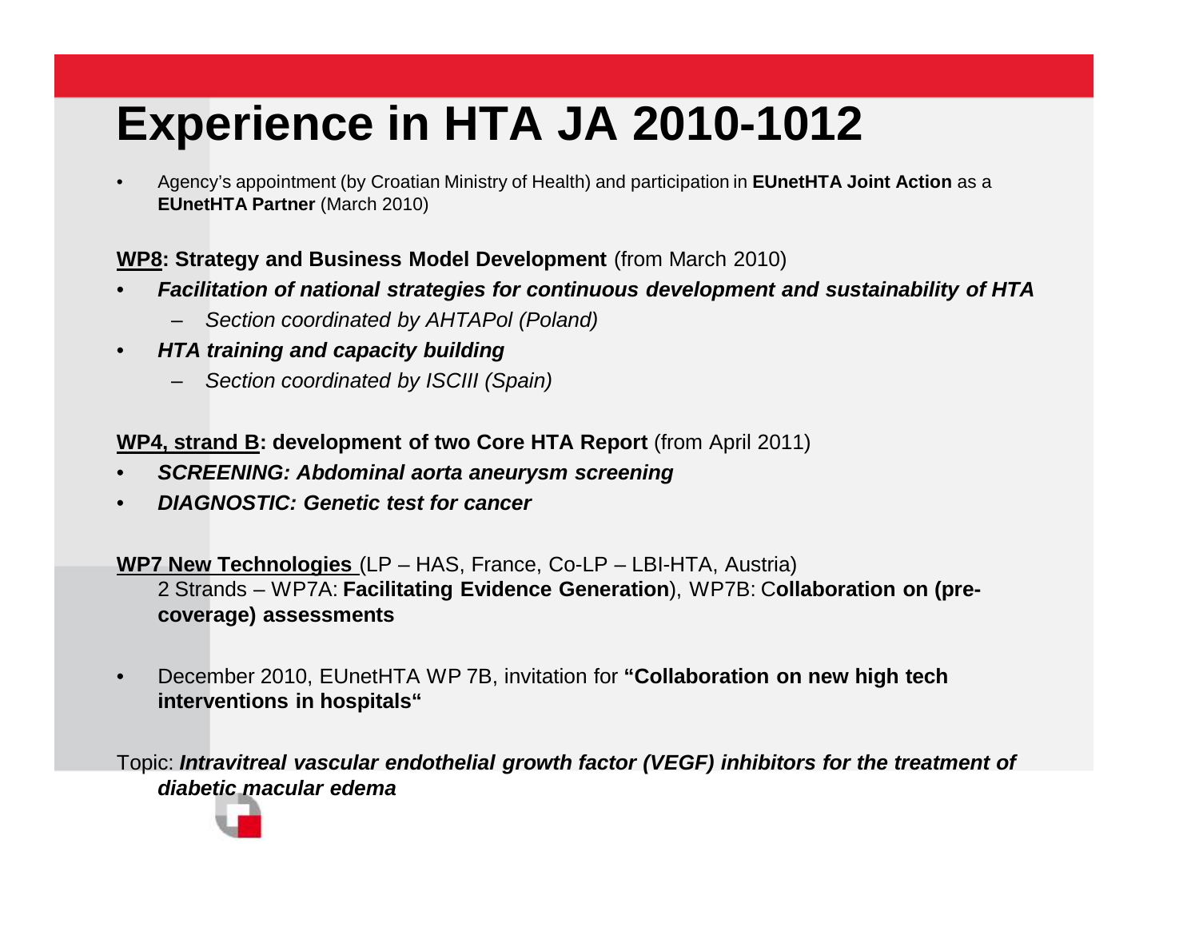# Experience in HTA JA 2010-1012

- Agency's appointment (by Croatian Ministry of Health) and participation in **EUnetHTA Joint Action** as a **EUnetHTA Partner** (March 2010)

**WP8: Strategy and Business Model Development** (from March 2010)

- ***Facilitation of national strategies for continuous development and sustainability of HTA***
  - *Section coordinated by AHTAPol (Poland)*
- ***HTA training and capacity building***
  - *Section coordinated by ISCIII (Spain)*

**WP4, strand B: development of two Core HTA Report** (from April 2011)

- ***SCREENING: Abdominal aorta aneurysm screening***
- ***DIAGNOSTIC: Genetic test for cancer***

**WP7 New Technologies** (LP – HAS, France, Co-LP – LBI-HTA, Austria)
2 Strands – WP7A: **Facilitating Evidence Generation**), WP7B: C**ollaboration on (pre-coverage) assessments**

- December 2010, EUnetHTA WP 7B, invitation for **"Collaboration on new high tech interventions in hospitals"**

Topic: ***Intravitreal vascular endothelial growth factor (VEGF) inhibitors for the treatment of diabetic macular edema***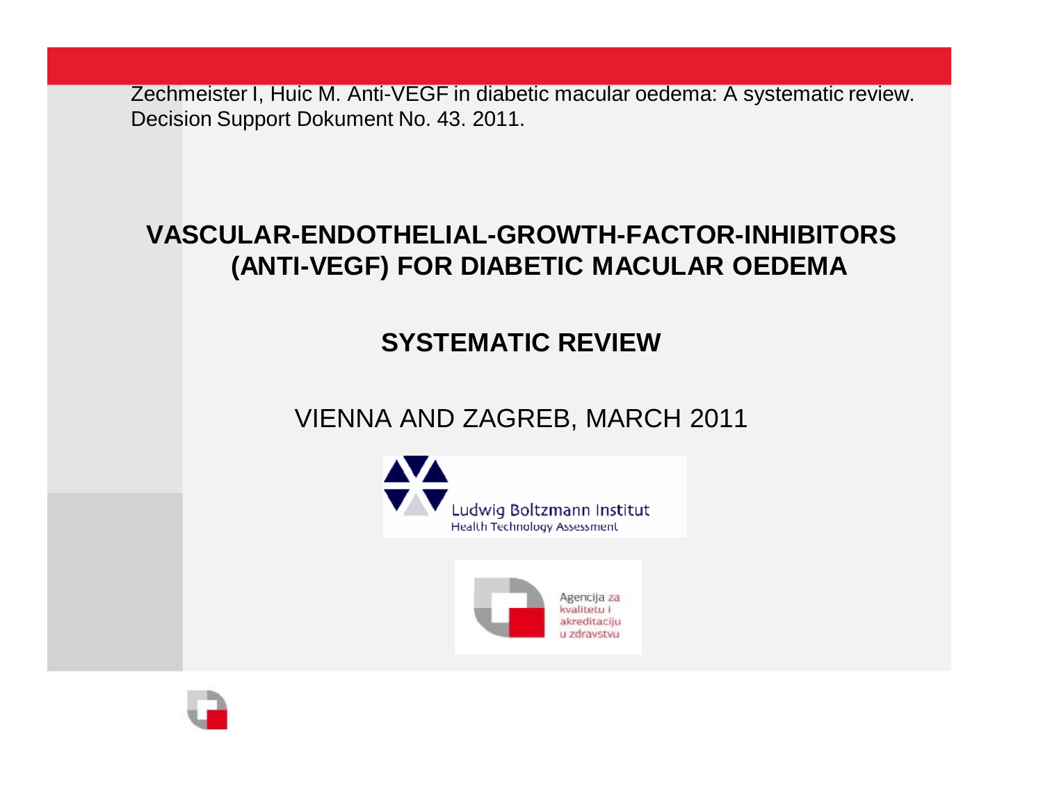Zechmeister I, Huic M. Anti-VEGF in diabetic macular oedema: A systematic review. Decision Support Dokument No. 43. 2011.

# VASCULAR-ENDOTHELIAL-GROWTH-FACTOR-INHIBITORS (ANTI-VEGF) FOR DIABETIC MACULAR OEDEMA

## SYSTEMATIC REVIEW

VIENNA AND ZAGREB, MARCH 2011

Ludwig Boltzmann Institut
Health Technology Assessment

Agencija za kvalitetu i akreditaciju u zdravstvu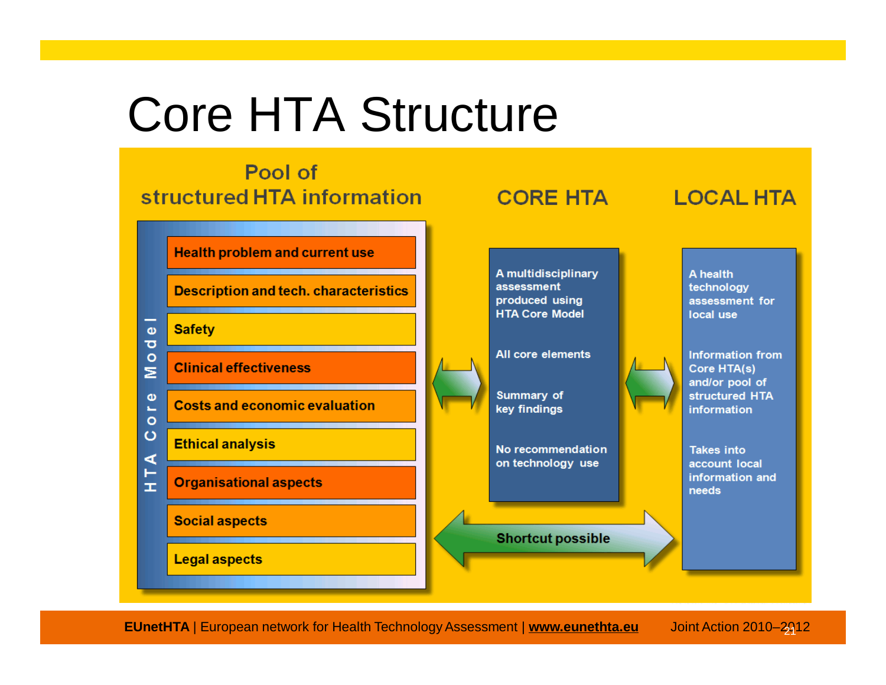# Core HTA Structure

## Pool of structured HTA information

**HTA Core Model**

- Health problem and current use
- Description and tech. characteristics
- Safety
- Clinical effectiveness
- Costs and economic evaluation
- Ethical analysis
- Organisational aspects
- Social aspects
- Legal aspects

## CORE HTA

- A multidisciplinary assessment produced using HTA Core Model
- All core elements
- Summary of key findings
- No recommendation on technology use

## LOCAL HTA

- A health technology assessment for local use
- Information from Core HTA(s) and/or pool of structured HTA information
- Takes into account local information and needs

Shortcut possible

**EUnetHTA** | European network for Health Technology Assessment | **www.eunethta.eu** Joint Action 2010–2012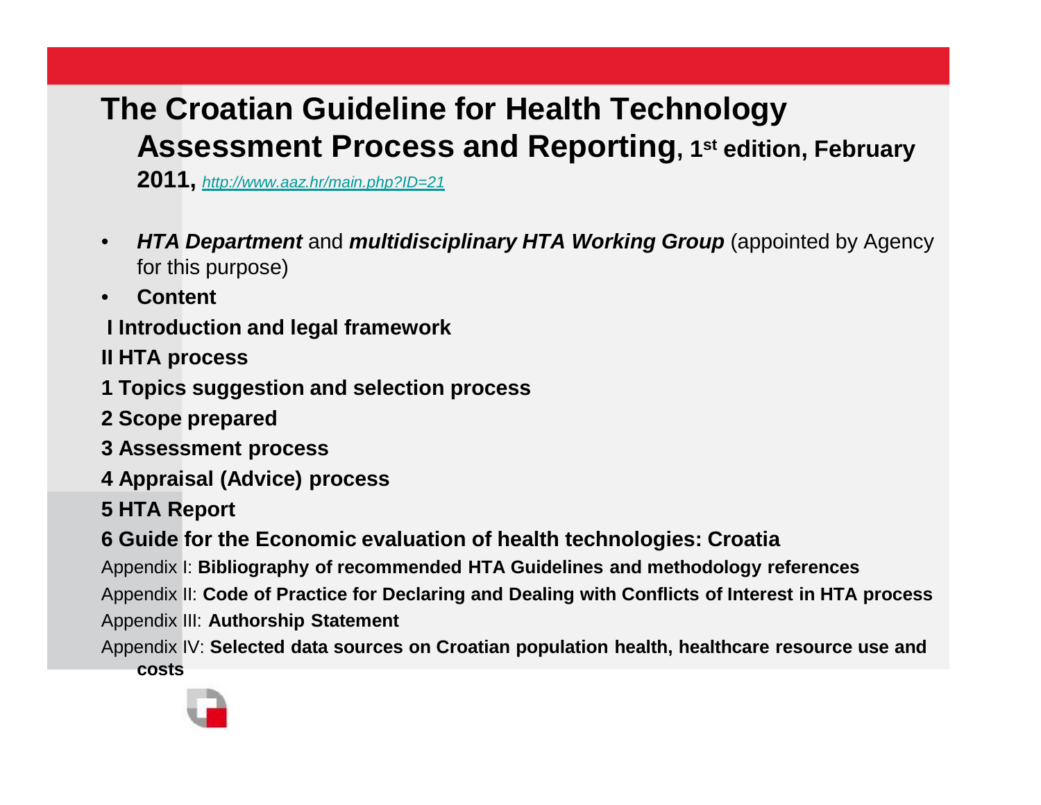# The Croatian Guideline for Health Technology Assessment Process and Reporting, 1st edition, February 2011, http://www.aaz.hr/main.php?ID=21

- ***HTA Department*** and ***multidisciplinary HTA Working Group*** (appointed by Agency for this purpose)
- **Content**

**I Introduction and legal framework**

**II HTA process**

**1 Topics suggestion and selection process**

**2 Scope prepared**

**3 Assessment process**

**4 Appraisal (Advice) process**

**5 HTA Report**

**6 Guide for the Economic evaluation of health technologies: Croatia**

Appendix I: **Bibliography of recommended HTA Guidelines and methodology references**

Appendix II: **Code of Practice for Declaring and Dealing with Conflicts of Interest in HTA process**

Appendix III: **Authorship Statement**

Appendix IV: **Selected data sources on Croatian population health, healthcare resource use and costs**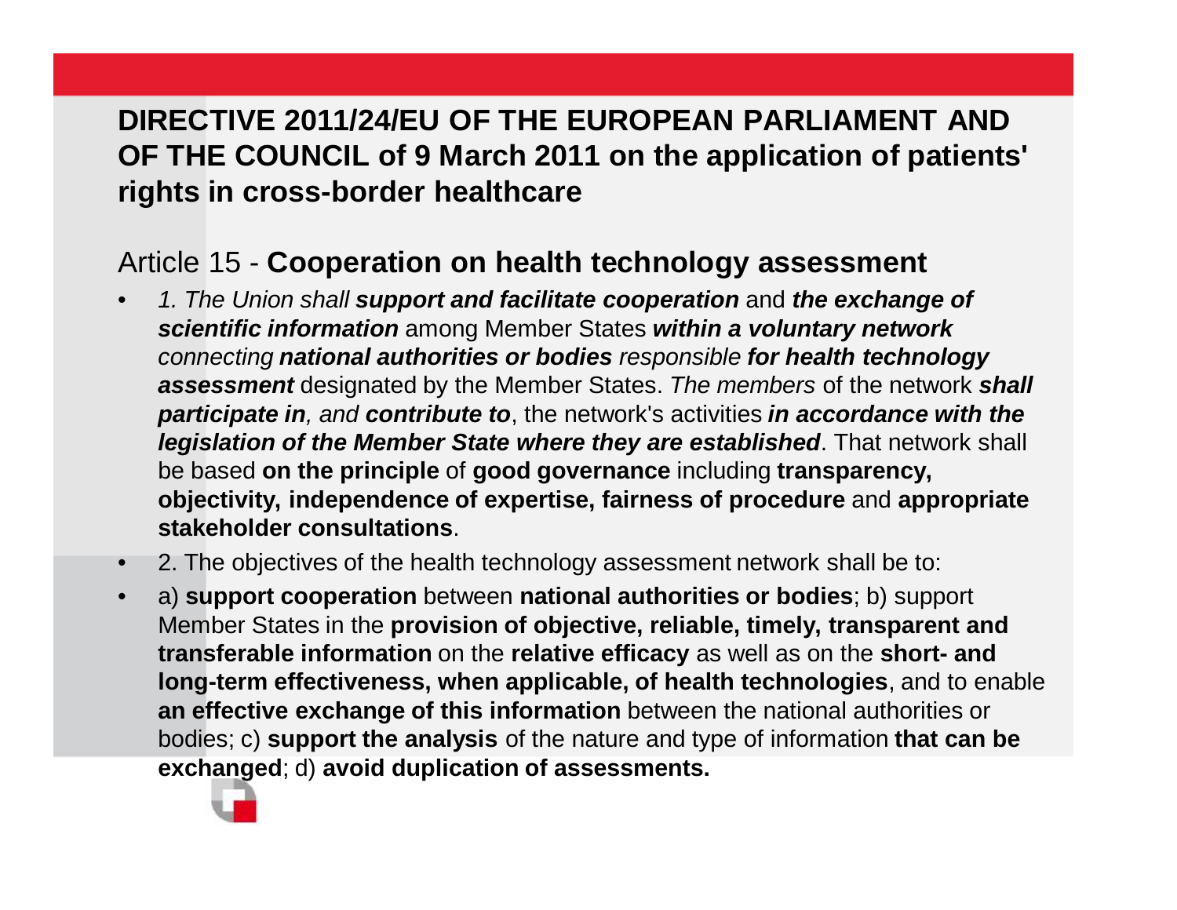# DIRECTIVE 2011/24/EU OF THE EUROPEAN PARLIAMENT AND OF THE COUNCIL of 9 March 2011 on the application of patients' rights in cross-border healthcare

## Article 15 - **Cooperation on health technology assessment**

- *1. The Union shall* ***support and facilitate cooperation*** and ***the exchange of scientific information*** among Member States ***within a voluntary network*** *connecting* ***national authorities or bodies*** *responsible* ***for health technology assessment*** designated by the Member States. *The members* of the network ***shall participate in****, and* ***contribute to***, the network's activities ***in accordance with the legislation of the Member State where they are established***. That network shall be based **on the principle** of **good governance** including **transparency, objectivity, independence of expertise, fairness of procedure** and **appropriate stakeholder consultations**.
- 2. The objectives of the health technology assessment network shall be to:
- a) **support cooperation** between **national authorities or bodies**; b) support Member States in the **provision of objective, reliable, timely, transparent and transferable information** on the **relative efficacy** as well as on the **short- and long-term effectiveness, when applicable, of health technologies**, and to enable **an effective exchange of this information** between the national authorities or bodies; c) **support the analysis** of the nature and type of information **that can be exchanged**; d) **avoid duplication of assessments.**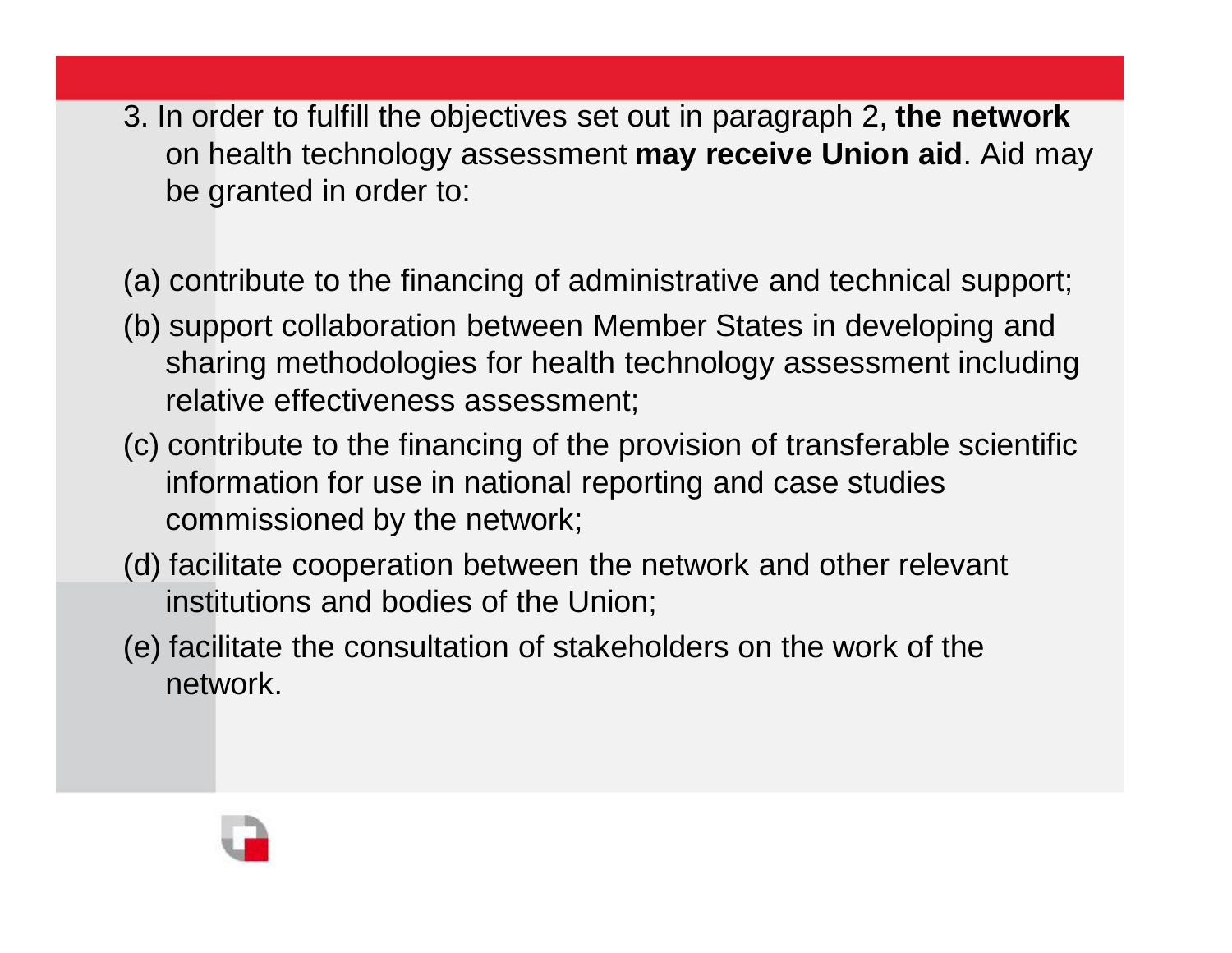3. In order to fulfill the objectives set out in paragraph 2, **the network** on health technology assessment **may receive Union aid**. Aid may be granted in order to:

(a) contribute to the financing of administrative and technical support;

(b) support collaboration between Member States in developing and sharing methodologies for health technology assessment including relative effectiveness assessment;

(c) contribute to the financing of the provision of transferable scientific information for use in national reporting and case studies commissioned by the network;

(d) facilitate cooperation between the network and other relevant institutions and bodies of the Union;

(e) facilitate the consultation of stakeholders on the work of the network.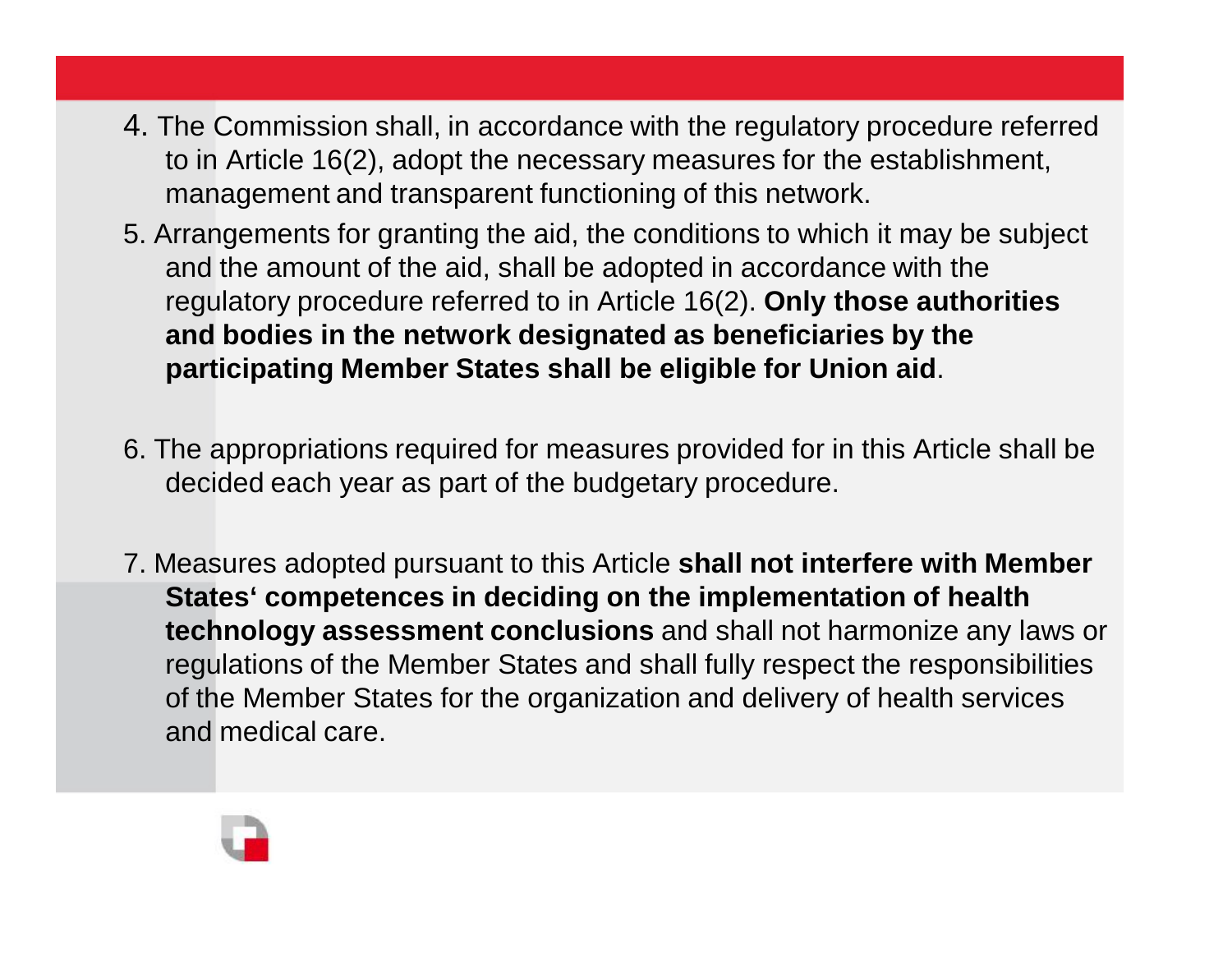4. The Commission shall, in accordance with the regulatory procedure referred to in Article 16(2), adopt the necessary measures for the establishment, management and transparent functioning of this network.

5. Arrangements for granting the aid, the conditions to which it may be subject and the amount of the aid, shall be adopted in accordance with the regulatory procedure referred to in Article 16(2). **Only those authorities and bodies in the network designated as beneficiaries by the participating Member States shall be eligible for Union aid**.

6. The appropriations required for measures provided for in this Article shall be decided each year as part of the budgetary procedure.

7. Measures adopted pursuant to this Article **shall not interfere with Member States‘ competences in deciding on the implementation of health technology assessment conclusions** and shall not harmonize any laws or regulations of the Member States and shall fully respect the responsibilities of the Member States for the organization and delivery of health services and medical care.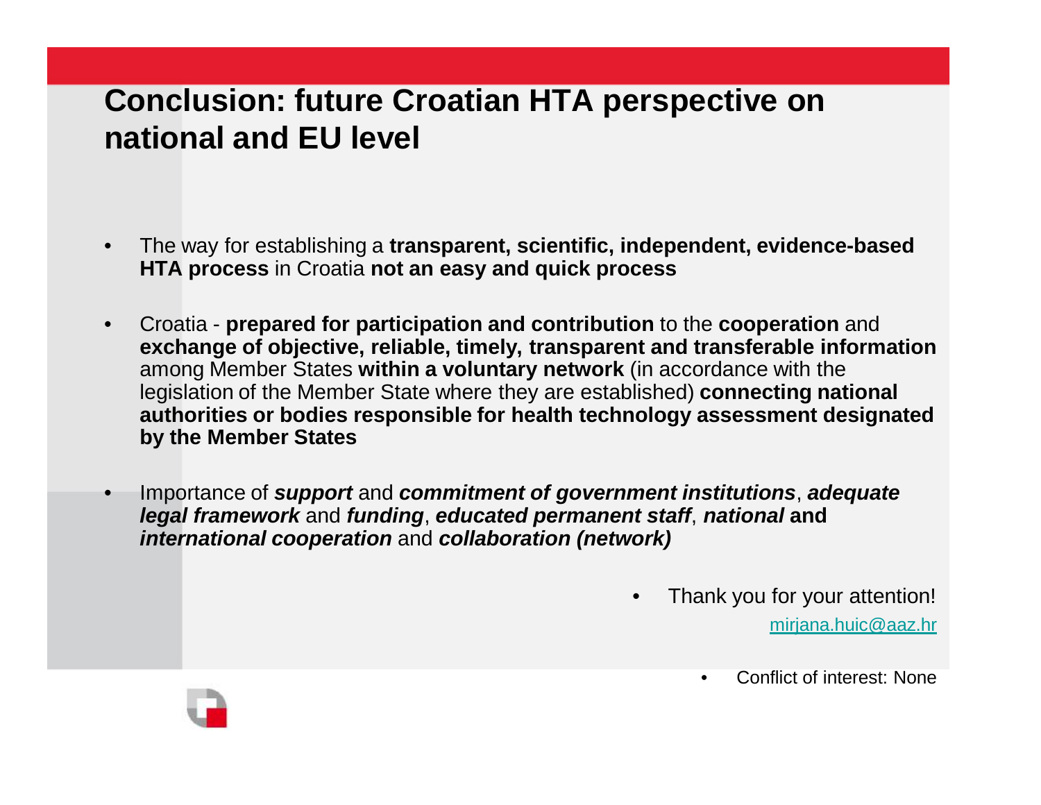# Conclusion: future Croatian HTA perspective on national and EU level

- The way for establishing a **transparent, scientific, independent, evidence-based HTA process** in Croatia **not an easy and quick process**

- Croatia - **prepared for participation and contribution** to the **cooperation** and **exchange of objective, reliable, timely, transparent and transferable information** among Member States **within a voluntary network** (in accordance with the legislation of the Member State where they are established) **connecting national authorities or bodies responsible for health technology assessment designated by the Member States**

- Importance of ***support*** and ***commitment of government institutions***, ***adequate legal framework*** and ***funding***, ***educated permanent staff***, ***national* and *international cooperation*** and ***collaboration (network)***

- Thank you for your attention!

mirjana.huic@aaz.hr

- Conflict of interest: None